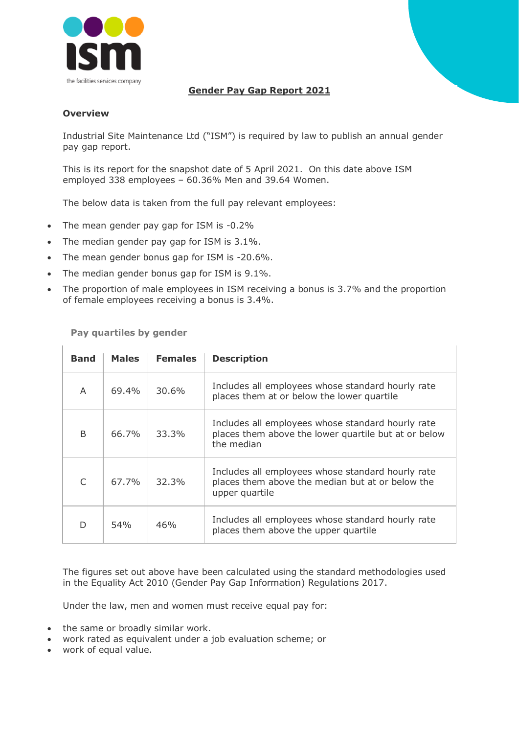# Gender Pay Gap Report 2021

## Overview

Industrial Site Maintenance Ltd ("ISM") is required by law to publish an annual gender pay gap report.

This is its report for the snapshot date of 5 April 2021. On this date above ISM employed 338 employees – 60.36% Men and 39.64 Women.

The below data is taken from the full pay relevant employees:

- The mean gender pay gap for ISM is -0.2%
- The median gender pay gap for ISM is 3.1%.
- The mean gender bonus gap for ISM is -20.6%.
- The median gender bonus gap for ISM is 9.1%.
- The proportion of male employees in ISM receiving a bonus is 3.7% and the proportion of female employees receiving a bonus is 3.4%.

### Pay quartiles by gender

| Band | Males | Females | Description |
|---|---|---|---|
| A | 69.4% | 30.6% | Includes all employees whose standard hourly rate places them at or below the lower quartile |
| B | 66.7% | 33.3% | Includes all employees whose standard hourly rate places them above the lower quartile but at or below the median |
| C | 67.7% | 32.3% | Includes all employees whose standard hourly rate places them above the median but at or below the upper quartile |
| D | 54% | 46% | Includes all employees whose standard hourly rate places them above the upper quartile |

The figures set out above have been calculated using the standard methodologies used in the Equality Act 2010 (Gender Pay Gap Information) Regulations 2017.

Under the law, men and women must receive equal pay for:

- the same or broadly similar work.
- work rated as equivalent under a job evaluation scheme; or
- work of equal value.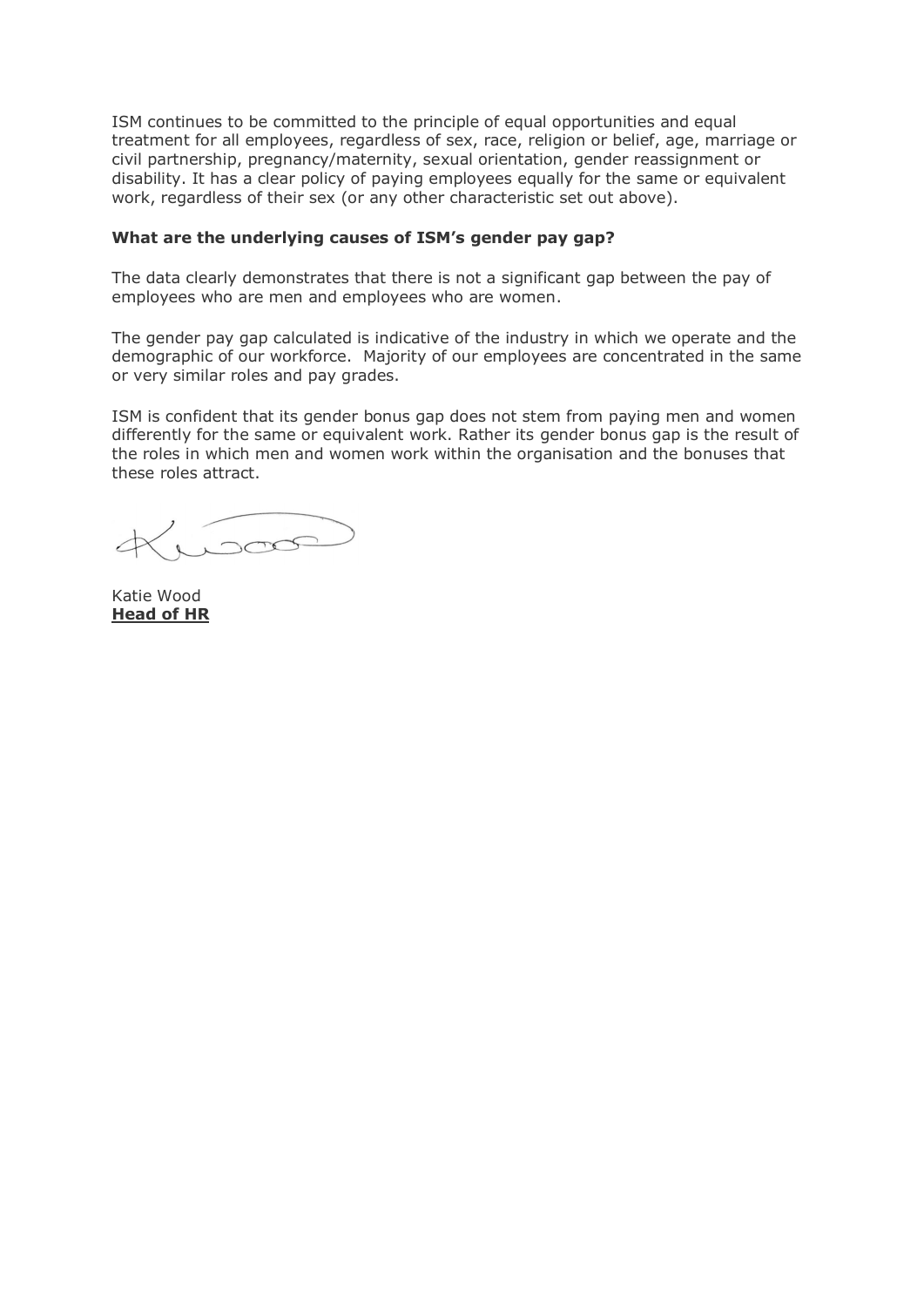ISM continues to be committed to the principle of equal opportunities and equal treatment for all employees, regardless of sex, race, religion or belief, age, marriage or civil partnership, pregnancy/maternity, sexual orientation, gender reassignment or disability. It has a clear policy of paying employees equally for the same or equivalent work, regardless of their sex (or any other characteristic set out above).

**What are the underlying causes of ISM's gender pay gap?**

The data clearly demonstrates that there is not a significant gap between the pay of employees who are men and employees who are women.

The gender pay gap calculated is indicative of the industry in which we operate and the demographic of our workforce. Majority of our employees are concentrated in the same or very similar roles and pay grades.

ISM is confident that its gender bonus gap does not stem from paying men and women differently for the same or equivalent work. Rather its gender bonus gap is the result of the roles in which men and women work within the organisation and the bonuses that these roles attract.

Katie Wood
**Head of HR**